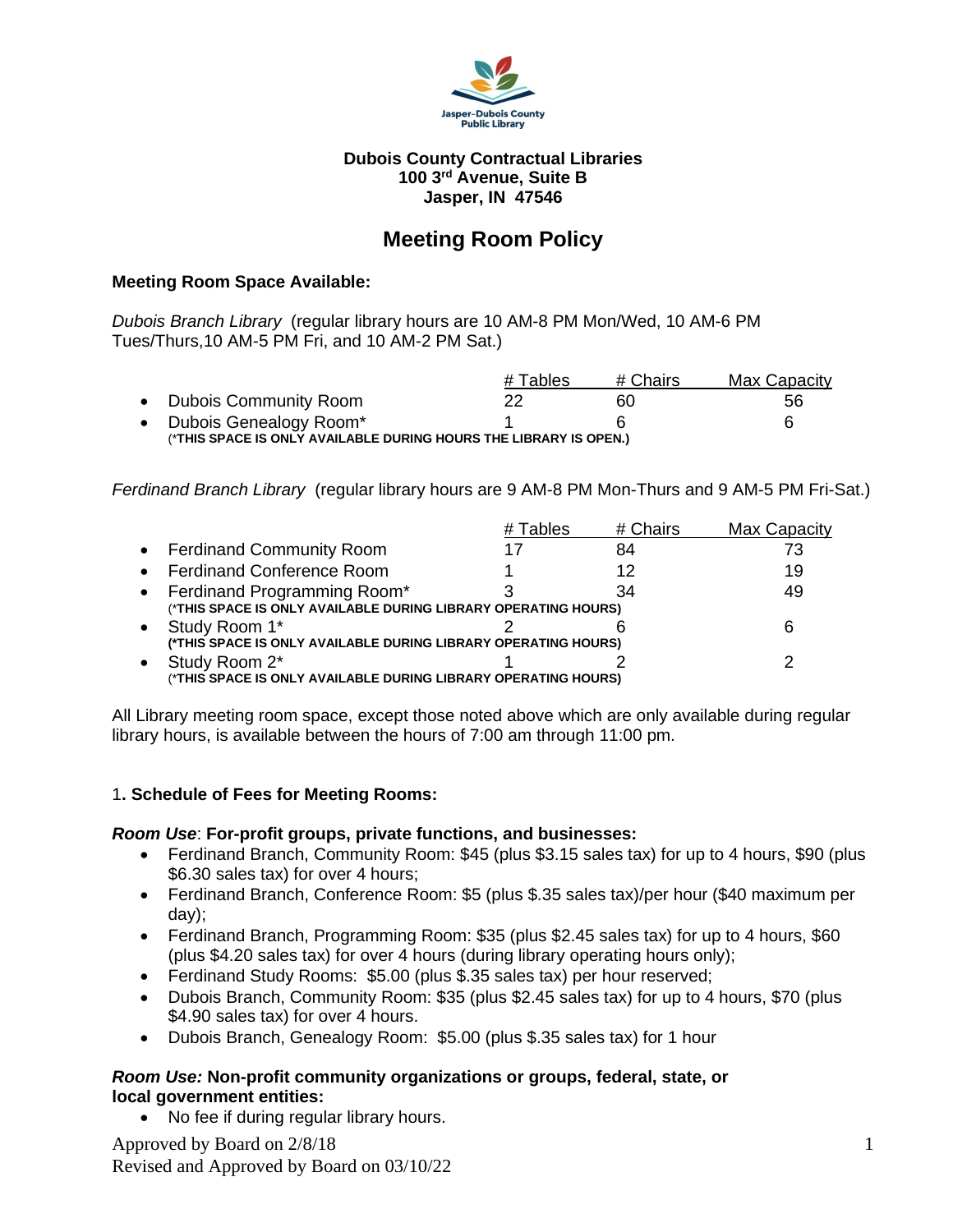Jasper-Dubois County Public Library

**Dubois County Contractual Libraries**
**100 3rd Avenue, Suite B**
**Jasper, IN 47546**

# Meeting Room Policy

**Meeting Room Space Available:**

*Dubois Branch Library* (regular library hours are 10 AM-8 PM Mon/Wed, 10 AM-6 PM Tues/Thurs,10 AM-5 PM Fri, and 10 AM-2 PM Sat.)

| | # Tables | # Chairs | Max Capacity |
|---|---|---|---|
| Dubois Community Room | 22 | 60 | 56 |
| Dubois Genealogy Room* | 1 | 6 | 6 |

(***THIS SPACE IS ONLY AVAILABLE DURING HOURS THE LIBRARY IS OPEN.)**

*Ferdinand Branch Library* (regular library hours are 9 AM-8 PM Mon-Thurs and 9 AM-5 PM Fri-Sat.)

| | # Tables | # Chairs | Max Capacity |
|---|---|---|---|
| Ferdinand Community Room | 17 | 84 | 73 |
| Ferdinand Conference Room | 1 | 12 | 19 |
| Ferdinand Programming Room* | 3 | 34 | 49 |
| Study Room 1* | 2 | 6 | 6 |
| Study Room 2* | 1 | 2 | 2 |

(***THIS SPACE IS ONLY AVAILABLE DURING LIBRARY OPERATING HOURS)**

All Library meeting room space, except those noted above which are only available during regular library hours, is available between the hours of 7:00 am through 11:00 pm.

1**. Schedule of Fees for Meeting Rooms:**

***Room Use*: For-profit groups, private functions, and businesses:**

- Ferdinand Branch, Community Room: $45 (plus $3.15 sales tax) for up to 4 hours, $90 (plus $6.30 sales tax) for over 4 hours;
- Ferdinand Branch, Conference Room: $5 (plus $.35 sales tax)/per hour ($40 maximum per day);
- Ferdinand Branch, Programming Room: $35 (plus $2.45 sales tax) for up to 4 hours, $60 (plus $4.20 sales tax) for over 4 hours (during library operating hours only);
- Ferdinand Study Rooms: $5.00 (plus $.35 sales tax) per hour reserved;
- Dubois Branch, Community Room: $35 (plus $2.45 sales tax) for up to 4 hours, $70 (plus $4.90 sales tax) for over 4 hours.
- Dubois Branch, Genealogy Room: $5.00 (plus $.35 sales tax) for 1 hour

***Room Use:* Non-profit community organizations or groups, federal, state, or local government entities:**

- No fee if during regular library hours.

Approved by Board on 2/8/18
Revised and Approved by Board on 03/10/22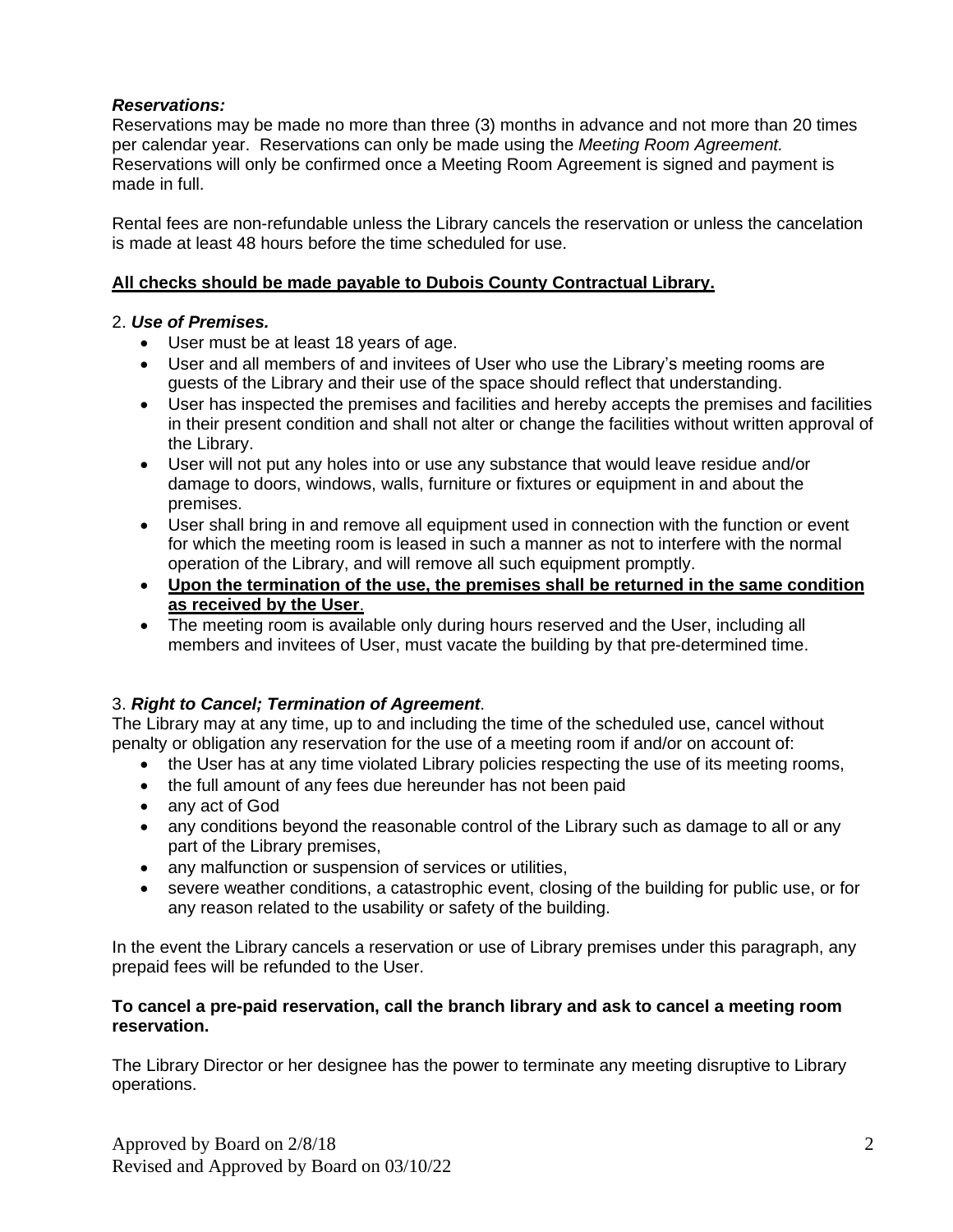***Reservations:***

Reservations may be made no more than three (3) months in advance and not more than 20 times per calendar year. Reservations can only be made using the *Meeting Room Agreement.* Reservations will only be confirmed once a Meeting Room Agreement is signed and payment is made in full.

Rental fees are non-refundable unless the Library cancels the reservation or unless the cancelation is made at least 48 hours before the time scheduled for use.

<u>**All checks should be made payable to Dubois County Contractual Library.**</u>

2. ***Use of Premises.***

- User must be at least 18 years of age.
- User and all members of and invitees of User who use the Library's meeting rooms are guests of the Library and their use of the space should reflect that understanding.
- User has inspected the premises and facilities and hereby accepts the premises and facilities in their present condition and shall not alter or change the facilities without written approval of the Library.
- User will not put any holes into or use any substance that would leave residue and/or damage to doors, windows, walls, furniture or fixtures or equipment in and about the premises.
- User shall bring in and remove all equipment used in connection with the function or event for which the meeting room is leased in such a manner as not to interfere with the normal operation of the Library, and will remove all such equipment promptly.
- <u>**Upon the termination of the use, the premises shall be returned in the same condition as received by the User**</u>.
- The meeting room is available only during hours reserved and the User, including all members and invitees of User, must vacate the building by that pre-determined time.

3. ***Right to Cancel; Termination of Agreement***.

The Library may at any time, up to and including the time of the scheduled use, cancel without penalty or obligation any reservation for the use of a meeting room if and/or on account of:

- the User has at any time violated Library policies respecting the use of its meeting rooms,
- the full amount of any fees due hereunder has not been paid
- any act of God
- any conditions beyond the reasonable control of the Library such as damage to all or any part of the Library premises,
- any malfunction or suspension of services or utilities,
- severe weather conditions, a catastrophic event, closing of the building for public use, or for any reason related to the usability or safety of the building.

In the event the Library cancels a reservation or use of Library premises under this paragraph, any prepaid fees will be refunded to the User.

**To cancel a pre-paid reservation, call the branch library and ask to cancel a meeting room reservation.**

The Library Director or her designee has the power to terminate any meeting disruptive to Library operations.

Approved by Board on 2/8/18
Revised and Approved by Board on 03/10/22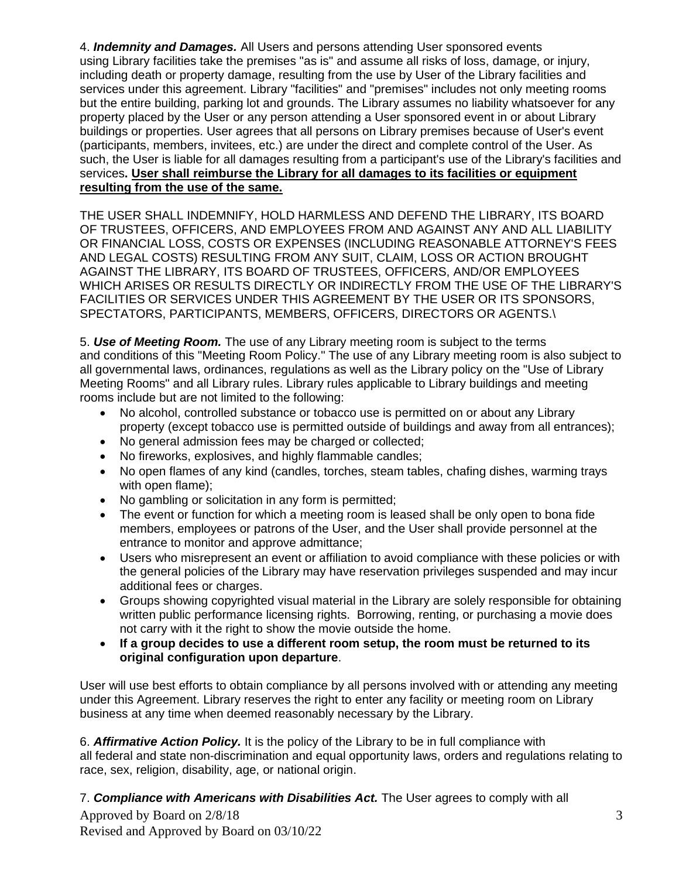4. ***Indemnity and Damages.*** All Users and persons attending User sponsored events using Library facilities take the premises "as is" and assume all risks of loss, damage, or injury, including death or property damage, resulting from the use by User of the Library facilities and services under this agreement. Library "facilities" and "premises" includes not only meeting rooms but the entire building, parking lot and grounds. The Library assumes no liability whatsoever for any property placed by the User or any person attending a User sponsored event in or about Library buildings or properties. User agrees that all persons on Library premises because of User's event (participants, members, invitees, etc.) are under the direct and complete control of the User. As such, the User is liable for all damages resulting from a participant's use of the Library's facilities and services**. <u>User shall reimburse the Library for all damages to its facilities or equipment resulting from the use of the same.</u>**

THE USER SHALL INDEMNIFY, HOLD HARMLESS AND DEFEND THE LIBRARY, ITS BOARD OF TRUSTEES, OFFICERS, AND EMPLOYEES FROM AND AGAINST ANY AND ALL LIABILITY OR FINANCIAL LOSS, COSTS OR EXPENSES (INCLUDING REASONABLE ATTORNEY'S FEES AND LEGAL COSTS) RESULTING FROM ANY SUIT, CLAIM, LOSS OR ACTION BROUGHT AGAINST THE LIBRARY, ITS BOARD OF TRUSTEES, OFFICERS, AND/OR EMPLOYEES WHICH ARISES OR RESULTS DIRECTLY OR INDIRECTLY FROM THE USE OF THE LIBRARY'S FACILITIES OR SERVICES UNDER THIS AGREEMENT BY THE USER OR ITS SPONSORS, SPECTATORS, PARTICIPANTS, MEMBERS, OFFICERS, DIRECTORS OR AGENTS.\

5. ***Use of Meeting Room.*** The use of any Library meeting room is subject to the terms and conditions of this "Meeting Room Policy." The use of any Library meeting room is also subject to all governmental laws, ordinances, regulations as well as the Library policy on the "Use of Library Meeting Rooms" and all Library rules. Library rules applicable to Library buildings and meeting rooms include but are not limited to the following:

- No alcohol, controlled substance or tobacco use is permitted on or about any Library property (except tobacco use is permitted outside of buildings and away from all entrances);
- No general admission fees may be charged or collected;
- No fireworks, explosives, and highly flammable candles;
- No open flames of any kind (candles, torches, steam tables, chafing dishes, warming trays with open flame);
- No gambling or solicitation in any form is permitted;
- The event or function for which a meeting room is leased shall be only open to bona fide members, employees or patrons of the User, and the User shall provide personnel at the entrance to monitor and approve admittance;
- Users who misrepresent an event or affiliation to avoid compliance with these policies or with the general policies of the Library may have reservation privileges suspended and may incur additional fees or charges.
- Groups showing copyrighted visual material in the Library are solely responsible for obtaining written public performance licensing rights. Borrowing, renting, or purchasing a movie does not carry with it the right to show the movie outside the home.
- **If a group decides to use a different room setup, the room must be returned to its original configuration upon departure**.

User will use best efforts to obtain compliance by all persons involved with or attending any meeting under this Agreement. Library reserves the right to enter any facility or meeting room on Library business at any time when deemed reasonably necessary by the Library.

6. ***Affirmative Action Policy.*** It is the policy of the Library to be in full compliance with all federal and state non-discrimination and equal opportunity laws, orders and regulations relating to race, sex, religion, disability, age, or national origin.

7. ***Compliance with Americans with Disabilities Act.*** The User agrees to comply with all

Approved by Board on 2/8/18
Revised and Approved by Board on 03/10/22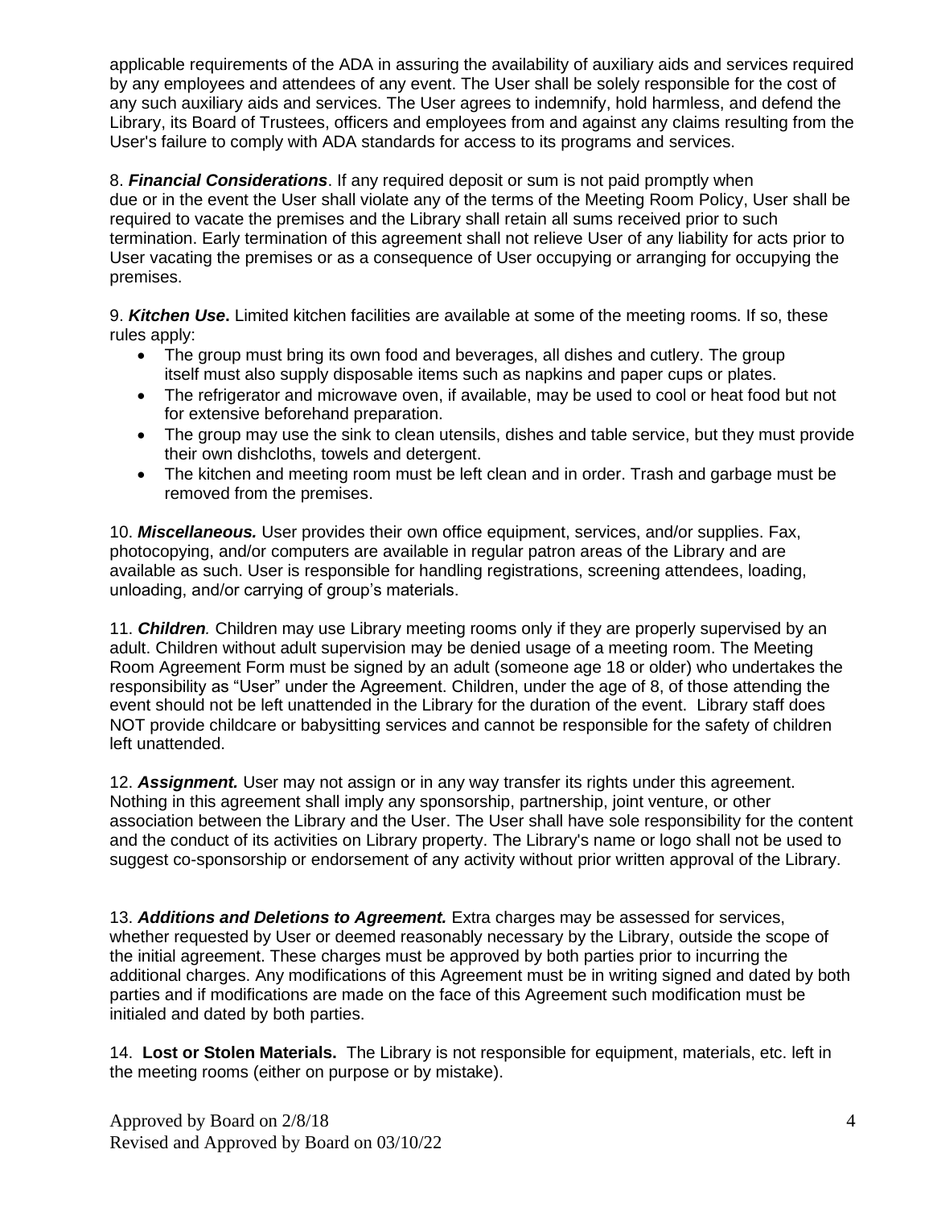applicable requirements of the ADA in assuring the availability of auxiliary aids and services required by any employees and attendees of any event. The User shall be solely responsible for the cost of any such auxiliary aids and services. The User agrees to indemnify, hold harmless, and defend the Library, its Board of Trustees, officers and employees from and against any claims resulting from the User's failure to comply with ADA standards for access to its programs and services.

8. ***Financial Considerations***. If any required deposit or sum is not paid promptly when due or in the event the User shall violate any of the terms of the Meeting Room Policy, User shall be required to vacate the premises and the Library shall retain all sums received prior to such termination. Early termination of this agreement shall not relieve User of any liability for acts prior to User vacating the premises or as a consequence of User occupying or arranging for occupying the premises.

9. ***Kitchen Use*****.** Limited kitchen facilities are available at some of the meeting rooms. If so, these rules apply:

- The group must bring its own food and beverages, all dishes and cutlery. The group itself must also supply disposable items such as napkins and paper cups or plates.
- The refrigerator and microwave oven, if available, may be used to cool or heat food but not for extensive beforehand preparation.
- The group may use the sink to clean utensils, dishes and table service, but they must provide their own dishcloths, towels and detergent.
- The kitchen and meeting room must be left clean and in order. Trash and garbage must be removed from the premises.

10. ***Miscellaneous.*** User provides their own office equipment, services, and/or supplies. Fax, photocopying, and/or computers are available in regular patron areas of the Library and are available as such. User is responsible for handling registrations, screening attendees, loading, unloading, and/or carrying of group's materials.

11. ***Children*.** Children may use Library meeting rooms only if they are properly supervised by an adult. Children without adult supervision may be denied usage of a meeting room. The Meeting Room Agreement Form must be signed by an adult (someone age 18 or older) who undertakes the responsibility as "User" under the Agreement. Children, under the age of 8, of those attending the event should not be left unattended in the Library for the duration of the event. Library staff does NOT provide childcare or babysitting services and cannot be responsible for the safety of children left unattended.

12. ***Assignment.*** User may not assign or in any way transfer its rights under this agreement. Nothing in this agreement shall imply any sponsorship, partnership, joint venture, or other association between the Library and the User. The User shall have sole responsibility for the content and the conduct of its activities on Library property. The Library's name or logo shall not be used to suggest co-sponsorship or endorsement of any activity without prior written approval of the Library.

13. ***Additions and Deletions to Agreement.*** Extra charges may be assessed for services, whether requested by User or deemed reasonably necessary by the Library, outside the scope of the initial agreement. These charges must be approved by both parties prior to incurring the additional charges. Any modifications of this Agreement must be in writing signed and dated by both parties and if modifications are made on the face of this Agreement such modification must be initialed and dated by both parties.

14. **Lost or Stolen Materials.** The Library is not responsible for equipment, materials, etc. left in the meeting rooms (either on purpose or by mistake).

Approved by Board on 2/8/18
Revised and Approved by Board on 03/10/22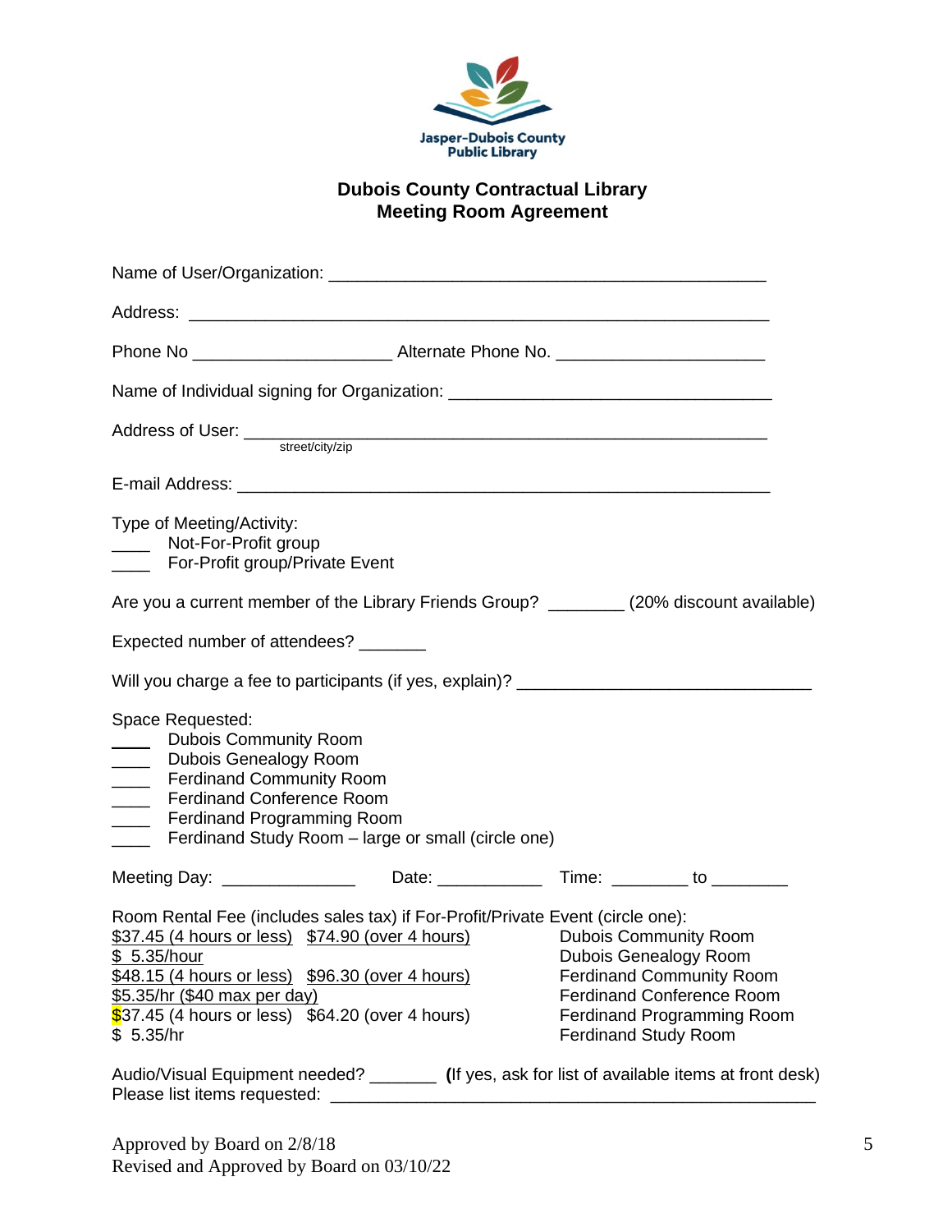Jasper-Dubois County Public Library

# Dubois County Contractual Library
## Meeting Room Agreement

Name of User/Organization: ___________________________________________

Address: _________________________________________________________

Phone No ____________________ Alternate Phone No. ____________________

Name of Individual signing for Organization: ______________________________

Address of User: ____________________________________________________
street/city/zip

E-mail Address: _____________________________________________________

Type of Meeting/Activity:
____ Not-For-Profit group
____ For-Profit group/Private Event

Are you a current member of the Library Friends Group? ________ (20% discount available)

Expected number of attendees? _______

Will you charge a fee to participants (if yes, explain)? ____________________________

Space Requested:
____ Dubois Community Room
____ Dubois Genealogy Room
____ Ferdinand Community Room
____ Ferdinand Conference Room
____ Ferdinand Programming Room
____ Ferdinand Study Room – large or small (circle one)

Meeting Day: ______________ Date: ___________ Time: ________ to ________

Room Rental Fee (includes sales tax) if For-Profit/Private Event (circle one):

| Fee | Room |
|---|---|
| $37.45 (4 hours or less) $74.90 (over 4 hours) | Dubois Community Room |
| $ 5.35/hour | Dubois Genealogy Room |
| $48.15 (4 hours or less) $96.30 (over 4 hours) | Ferdinand Community Room |
| $5.35/hr ($40 max per day) | Ferdinand Conference Room |
| $37.45 (4 hours or less) $64.20 (over 4 hours) | Ferdinand Programming Room |
| $ 5.35/hr | Ferdinand Study Room |

Audio/Visual Equipment needed? _______ **(**If yes, ask for list of available items at front desk)
Please list items requested: _____________________________________________

Approved by Board on 2/8/18
Revised and Approved by Board on 03/10/22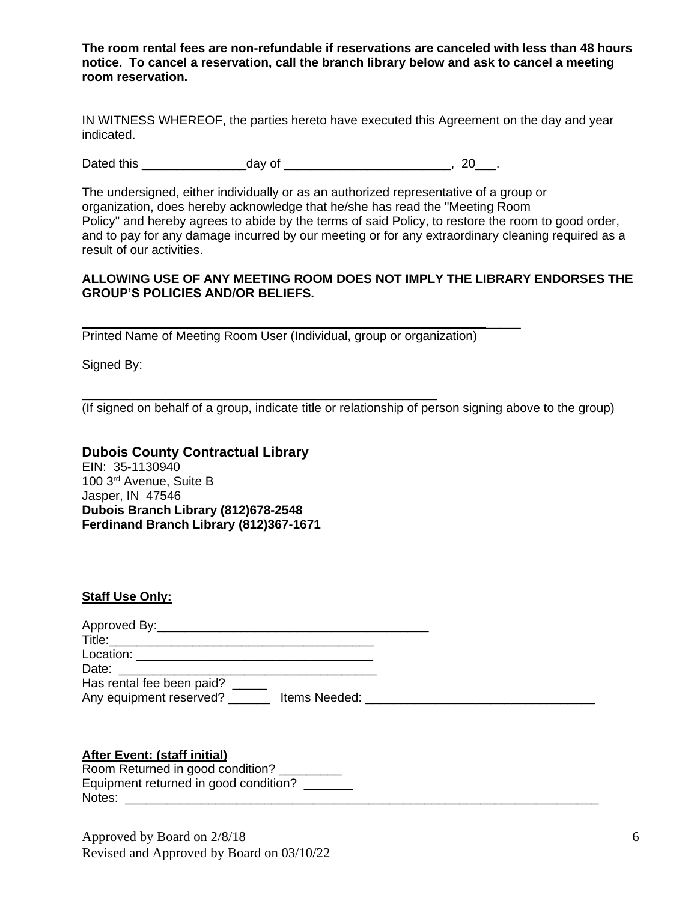**The room rental fees are non-refundable if reservations are canceled with less than 48 hours notice. To cancel a reservation, call the branch library below and ask to cancel a meeting room reservation.**

IN WITNESS WHEREOF, the parties hereto have executed this Agreement on the day and year indicated.

Dated this _______________day of ________________________, 20___.

The undersigned, either individually or as an authorized representative of a group or organization, does hereby acknowledge that he/she has read the "Meeting Room Policy" and hereby agrees to abide by the terms of said Policy, to restore the room to good order, and to pay for any damage incurred by our meeting or for any extraordinary cleaning required as a result of our activities.

**ALLOWING USE OF ANY MEETING ROOM DOES NOT IMPLY THE LIBRARY ENDORSES THE GROUP'S POLICIES AND/OR BELIEFS.**

_____________________________________________________________

Printed Name of Meeting Room User (Individual, group or organization)

Signed By:

_____________________________________________________

(If signed on behalf of a group, indicate title or relationship of person signing above to the group)

**Dubois County Contractual Library**
EIN: 35-1130940
100 3rd Avenue, Suite B
Jasper, IN 47546
**Dubois Branch Library (812)678-2548**
**Ferdinand Branch Library (812)367-1671**

**Staff Use Only:**

Approved By:________________________________________
Title:_____________________________________
Location: ___________________________________
Date: _____________________________________
Has rental fee been paid? _____
Any equipment reserved? ______ Items Needed: _________________________________

**After Event: (staff initial)**
Room Returned in good condition? _________
Equipment returned in good condition? _______
Notes: ______________________________________________________________________

Approved by Board on 2/8/18
Revised and Approved by Board on 03/10/22